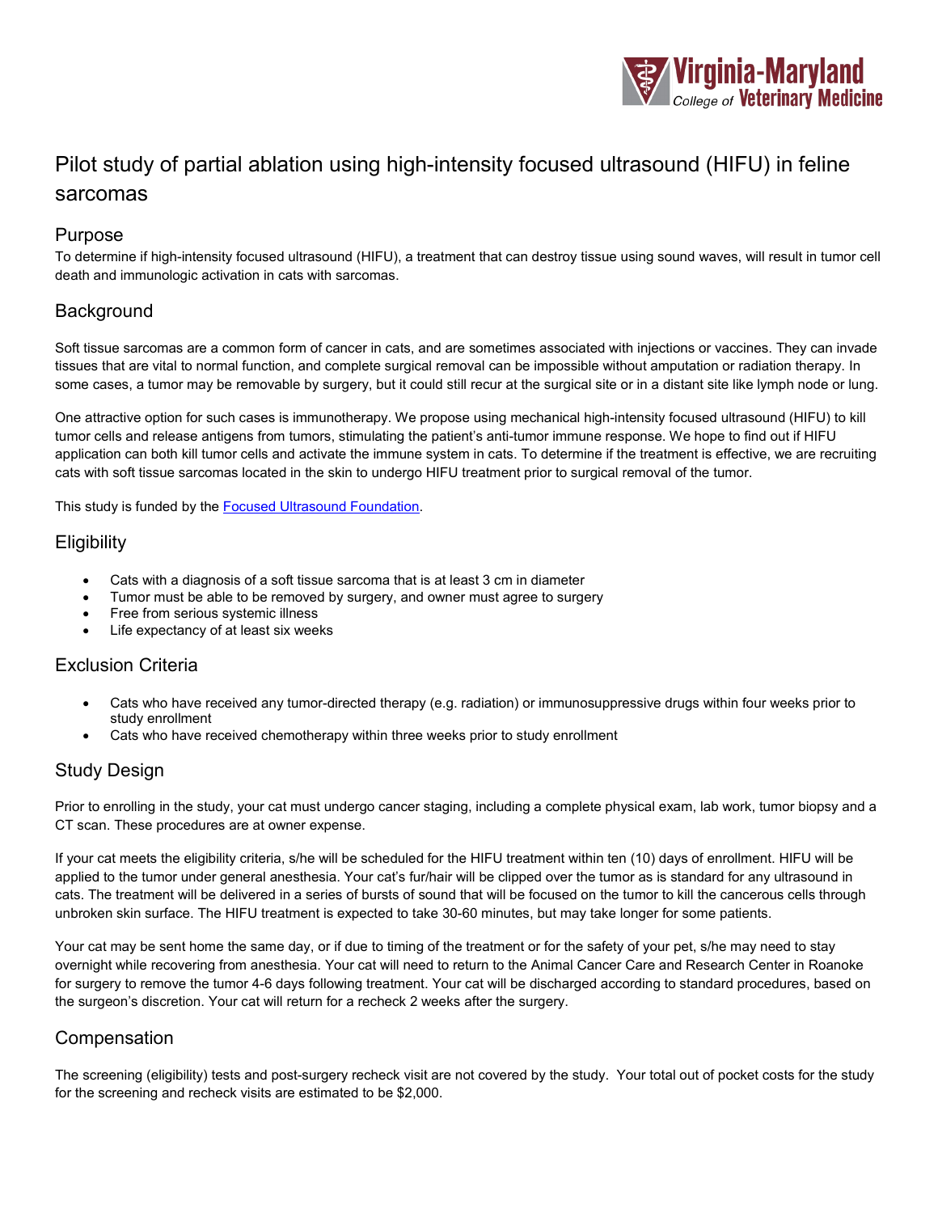# Pilot study of partial ablation using high-intensity focused ultrasound (HIFU) in feline sarcomas

## Purpose

To determine if high-intensity focused ultrasound (HIFU), a treatment that can destroy tissue using sound waves, will result in tumor cell death and immunologic activation in cats with sarcomas.

## Background

Soft tissue sarcomas are a common form of cancer in cats, and are sometimes associated with injections or vaccines. They can invade tissues that are vital to normal function, and complete surgical removal can be impossible without amputation or radiation therapy. In some cases, a tumor may be removable by surgery, but it could still recur at the surgical site or in a distant site like lymph node or lung.

One attractive option for such cases is immunotherapy. We propose using mechanical high-intensity focused ultrasound (HIFU) to kill tumor cells and release antigens from tumors, stimulating the patient's anti-tumor immune response. We hope to find out if HIFU application can both kill tumor cells and activate the immune system in cats. To determine if the treatment is effective, we are recruiting cats with soft tissue sarcomas located in the skin to undergo HIFU treatment prior to surgical removal of the tumor.

This study is funded by the Focused Ultrasound Foundation.

## Eligibility

- Cats with a diagnosis of a soft tissue sarcoma that is at least 3 cm in diameter
- Tumor must be able to be removed by surgery, and owner must agree to surgery
- Free from serious systemic illness
- Life expectancy of at least six weeks

## Exclusion Criteria

- Cats who have received any tumor-directed therapy (e.g. radiation) or immunosuppressive drugs within four weeks prior to study enrollment
- Cats who have received chemotherapy within three weeks prior to study enrollment

## Study Design

Prior to enrolling in the study, your cat must undergo cancer staging, including a complete physical exam, lab work, tumor biopsy and a CT scan. These procedures are at owner expense.

If your cat meets the eligibility criteria, s/he will be scheduled for the HIFU treatment within ten (10) days of enrollment. HIFU will be applied to the tumor under general anesthesia. Your cat's fur/hair will be clipped over the tumor as is standard for any ultrasound in cats. The treatment will be delivered in a series of bursts of sound that will be focused on the tumor to kill the cancerous cells through unbroken skin surface. The HIFU treatment is expected to take 30-60 minutes, but may take longer for some patients.

Your cat may be sent home the same day, or if due to timing of the treatment or for the safety of your pet, s/he may need to stay overnight while recovering from anesthesia. Your cat will need to return to the Animal Cancer Care and Research Center in Roanoke for surgery to remove the tumor 4-6 days following treatment. Your cat will be discharged according to standard procedures, based on the surgeon's discretion. Your cat will return for a recheck 2 weeks after the surgery.

## Compensation

The screening (eligibility) tests and post-surgery recheck visit are not covered by the study. Your total out of pocket costs for the study for the screening and recheck visits are estimated to be $2,000.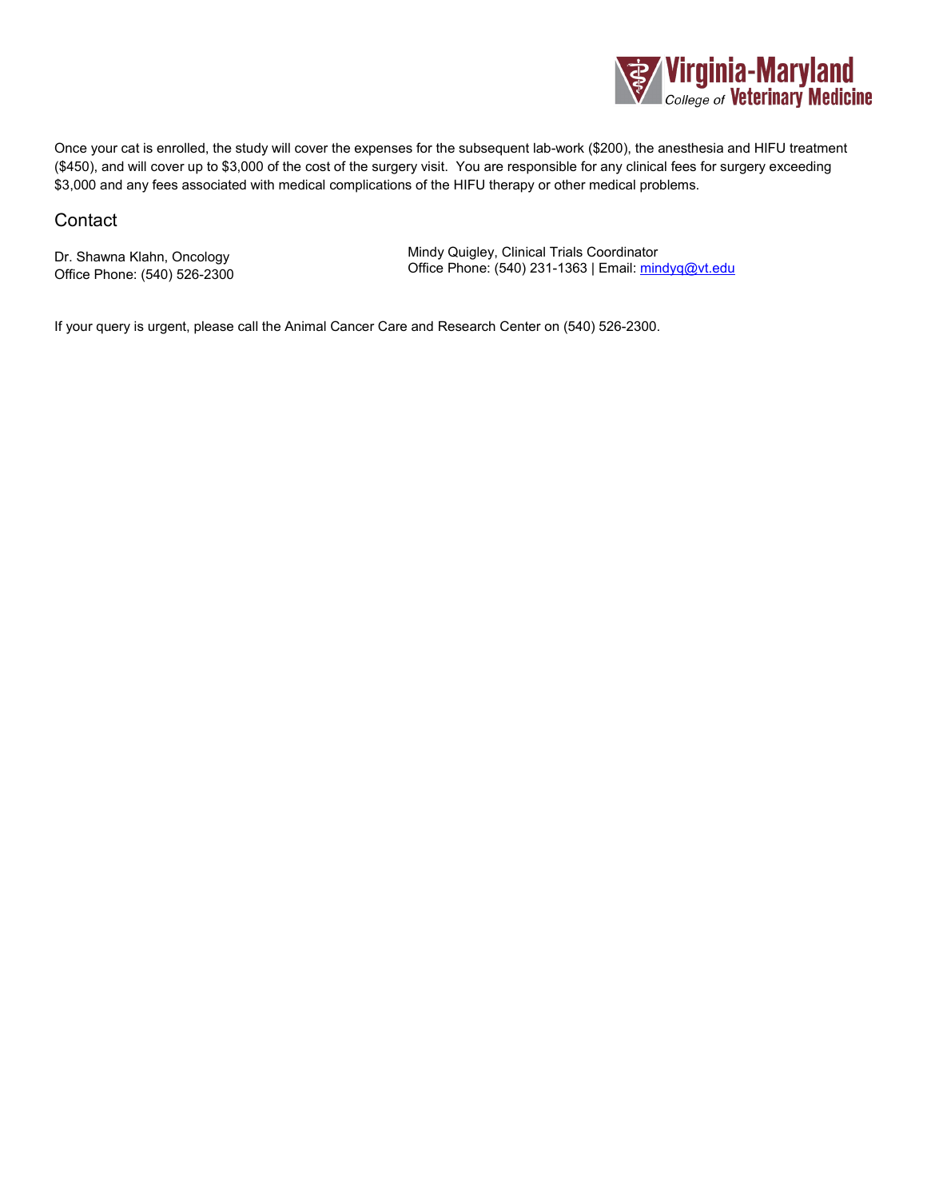Once your cat is enrolled, the study will cover the expenses for the subsequent lab-work ($200), the anesthesia and HIFU treatment ($450), and will cover up to $3,000 of the cost of the surgery visit. You are responsible for any clinical fees for surgery exceeding $3,000 and any fees associated with medical complications of the HIFU therapy or other medical problems.

## Contact

Dr. Shawna Klahn, Oncology
Office Phone: (540) 526-2300

Mindy Quigley, Clinical Trials Coordinator
Office Phone: (540) 231-1363 | Email: mindyq@vt.edu

If your query is urgent, please call the Animal Cancer Care and Research Center on (540) 526-2300.